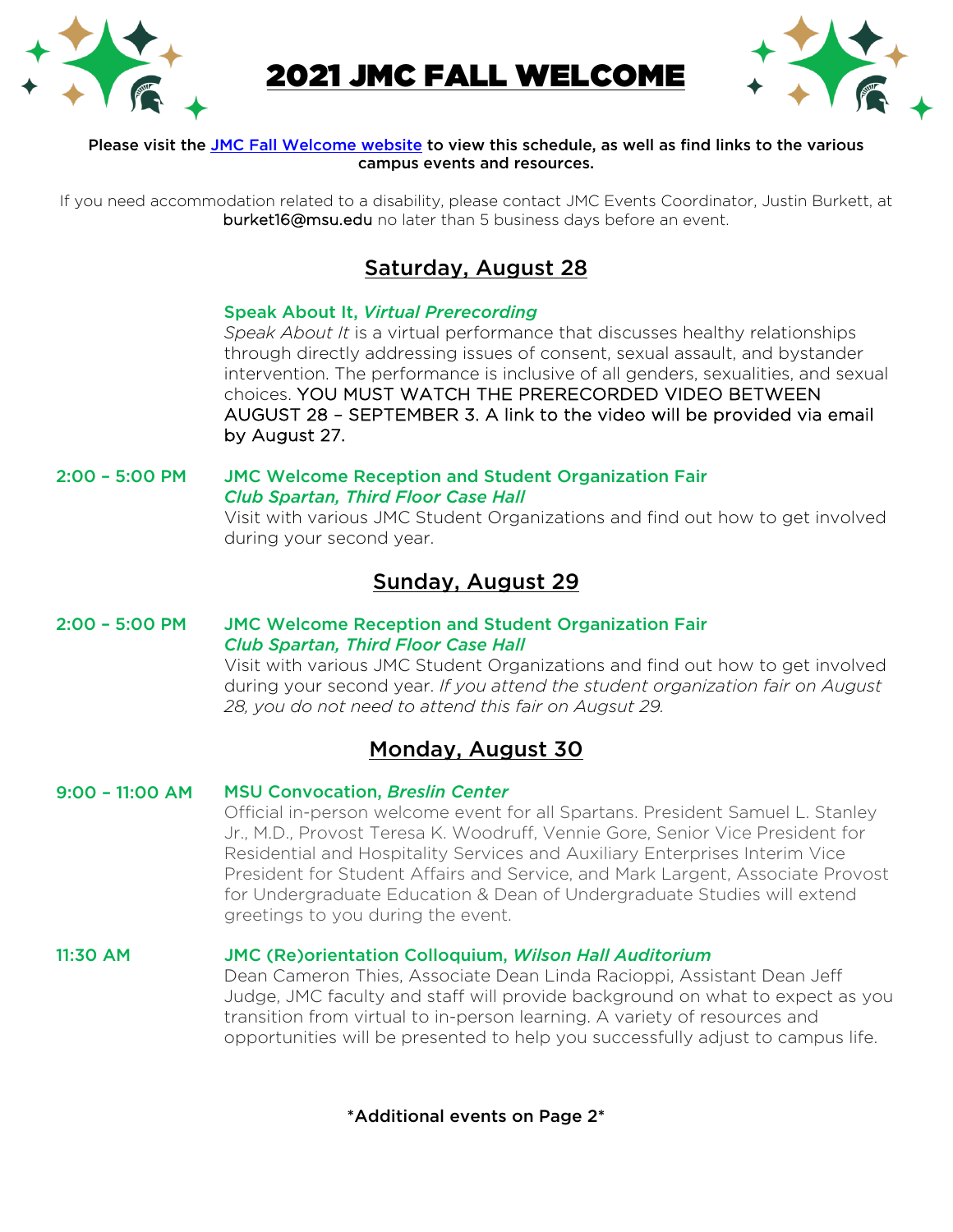# 2021 JMC FALL WELCOME

**Please visit the JMC Fall Welcome website to view this schedule, as well as find links to the various campus events and resources.**

If you need accommodation related to a disability, please contact JMC Events Coordinator, Justin Burkett, at burket16@msu.edu no later than 5 business days before an event.

## Saturday, August 28

**Speak About It, *Virtual Prerecording***
*Speak About It* is a virtual performance that discusses healthy relationships through directly addressing issues of consent, sexual assault, and bystander intervention. The performance is inclusive of all genders, sexualities, and sexual choices. YOU MUST WATCH THE PRERECORDED VIDEO BETWEEN AUGUST 28 – SEPTEMBER 3. A link to the video will be provided via email by August 27.

**2:00 – 5:00 PM** **JMC Welcome Reception and Student Organization Fair**
***Club Spartan, Third Floor Case Hall***
Visit with various JMC Student Organizations and find out how to get involved during your second year.

## Sunday, August 29

**2:00 – 5:00 PM** **JMC Welcome Reception and Student Organization Fair**
***Club Spartan, Third Floor Case Hall***
Visit with various JMC Student Organizations and find out how to get involved during your second year. *If you attend the student organization fair on August 28, you do not need to attend this fair on Augsut 29.*

## Monday, August 30

**9:00 – 11:00 AM** **MSU Convocation, *Breslin Center***
Official in-person welcome event for all Spartans. President Samuel L. Stanley Jr., M.D., Provost Teresa K. Woodruff, Vennie Gore, Senior Vice President for Residential and Hospitality Services and Auxiliary Enterprises Interim Vice President for Student Affairs and Service, and Mark Largent, Associate Provost for Undergraduate Education & Dean of Undergraduate Studies will extend greetings to you during the event.

**11:30 AM** **JMC (Re)orientation Colloquium, *Wilson Hall Auditorium***
Dean Cameron Thies, Associate Dean Linda Racioppi, Assistant Dean Jeff Judge, JMC faculty and staff will provide background on what to expect as you transition from virtual to in-person learning. A variety of resources and opportunities will be presented to help you successfully adjust to campus life.

*Additional events on Page 2*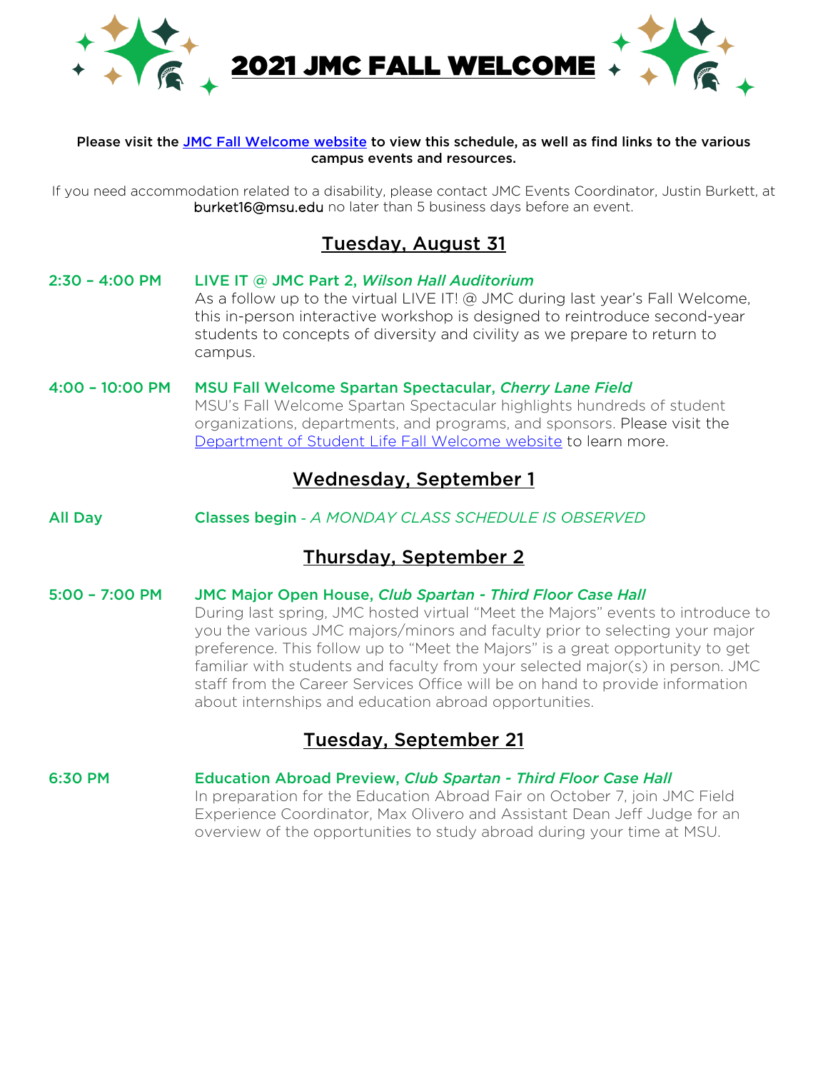# 2021 JMC FALL WELCOME

**Please visit the JMC Fall Welcome website to view this schedule, as well as find links to the various campus events and resources.**

If you need accommodation related to a disability, please contact JMC Events Coordinator, Justin Burkett, at burket16@msu.edu no later than 5 business days before an event.

## Tuesday, August 31

**2:30 – 4:00 PM** **LIVE IT @ JMC Part 2,** ***Wilson Hall Auditorium***
As a follow up to the virtual LIVE IT! @ JMC during last year's Fall Welcome, this in-person interactive workshop is designed to reintroduce second-year students to concepts of diversity and civility as we prepare to return to campus.

**4:00 – 10:00 PM** **MSU Fall Welcome Spartan Spectacular,** ***Cherry Lane Field***
MSU's Fall Welcome Spartan Spectacular highlights hundreds of student organizations, departments, and programs, and sponsors. Please visit the Department of Student Life Fall Welcome website to learn more.

## Wednesday, September 1

**All Day** **Classes begin** - *A MONDAY CLASS SCHEDULE IS OBSERVED*

## Thursday, September 2

**5:00 – 7:00 PM** **JMC Major Open House,** ***Club Spartan - Third Floor Case Hall***
During last spring, JMC hosted virtual "Meet the Majors" events to introduce to you the various JMC majors/minors and faculty prior to selecting your major preference. This follow up to "Meet the Majors" is a great opportunity to get familiar with students and faculty from your selected major(s) in person. JMC staff from the Career Services Office will be on hand to provide information about internships and education abroad opportunities.

## Tuesday, September 21

**6:30 PM** **Education Abroad Preview,** ***Club Spartan - Third Floor Case Hall***
In preparation for the Education Abroad Fair on October 7, join JMC Field Experience Coordinator, Max Olivero and Assistant Dean Jeff Judge for an overview of the opportunities to study abroad during your time at MSU.